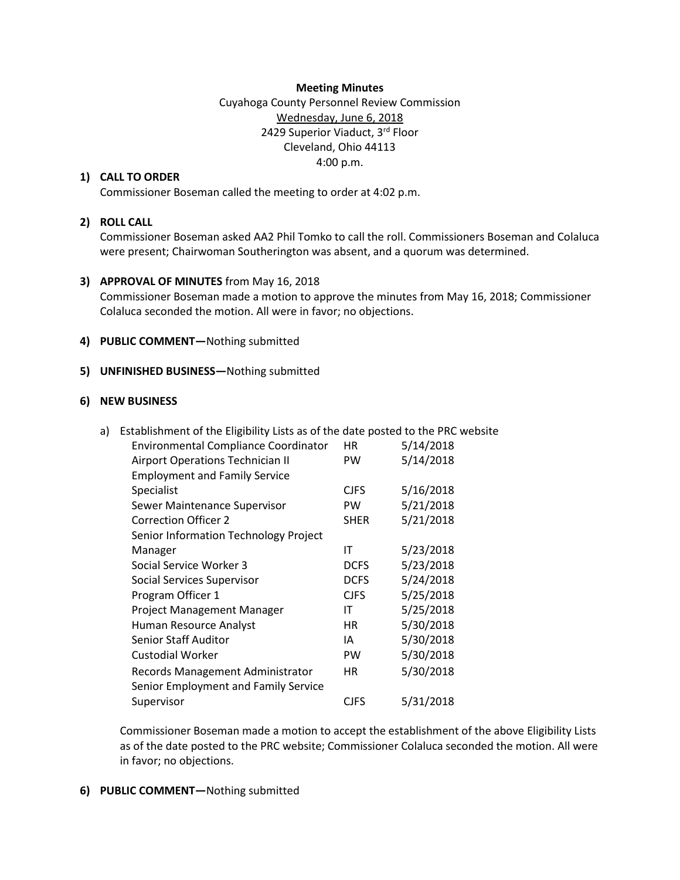**Meeting Minutes**

Cuyahoga County Personnel Review Commission

Wednesday, June 6, 2018

2429 Superior Viaduct, 3rd Floor

Cleveland, Ohio 44113

4:00 p.m.

1) **CALL TO ORDER**

   Commissioner Boseman called the meeting to order at 4:02 p.m.

2) **ROLL CALL**

   Commissioner Boseman asked AA2 Phil Tomko to call the roll. Commissioners Boseman and Colaluca were present; Chairwoman Southerington was absent, and a quorum was determined.

3) **APPROVAL OF MINUTES** from May 16, 2018

   Commissioner Boseman made a motion to approve the minutes from May 16, 2018; Commissioner Colaluca seconded the motion. All were in favor; no objections.

4) **PUBLIC COMMENT—**Nothing submitted

5) **UNFINISHED BUSINESS—**Nothing submitted

6) **NEW BUSINESS**

   a) Establishment of the Eligibility Lists as of the date posted to the PRC website

| | | |
|---|---|---|
| Environmental Compliance Coordinator | HR | 5/14/2018 |
| Airport Operations Technician II | PW | 5/14/2018 |
| Employment and Family Service Specialist | CJFS | 5/16/2018 |
| Sewer Maintenance Supervisor | PW | 5/21/2018 |
| Correction Officer 2 | SHER | 5/21/2018 |
| Senior Information Technology Project Manager | IT | 5/23/2018 |
| Social Service Worker 3 | DCFS | 5/23/2018 |
| Social Services Supervisor | DCFS | 5/24/2018 |
| Program Officer 1 | CJFS | 5/25/2018 |
| Project Management Manager | IT | 5/25/2018 |
| Human Resource Analyst | HR | 5/30/2018 |
| Senior Staff Auditor | IA | 5/30/2018 |
| Custodial Worker | PW | 5/30/2018 |
| Records Management Administrator | HR | 5/30/2018 |
| Senior Employment and Family Service Supervisor | CJFS | 5/31/2018 |

   Commissioner Boseman made a motion to accept the establishment of the above Eligibility Lists as of the date posted to the PRC website; Commissioner Colaluca seconded the motion. All were in favor; no objections.

6) **PUBLIC COMMENT—**Nothing submitted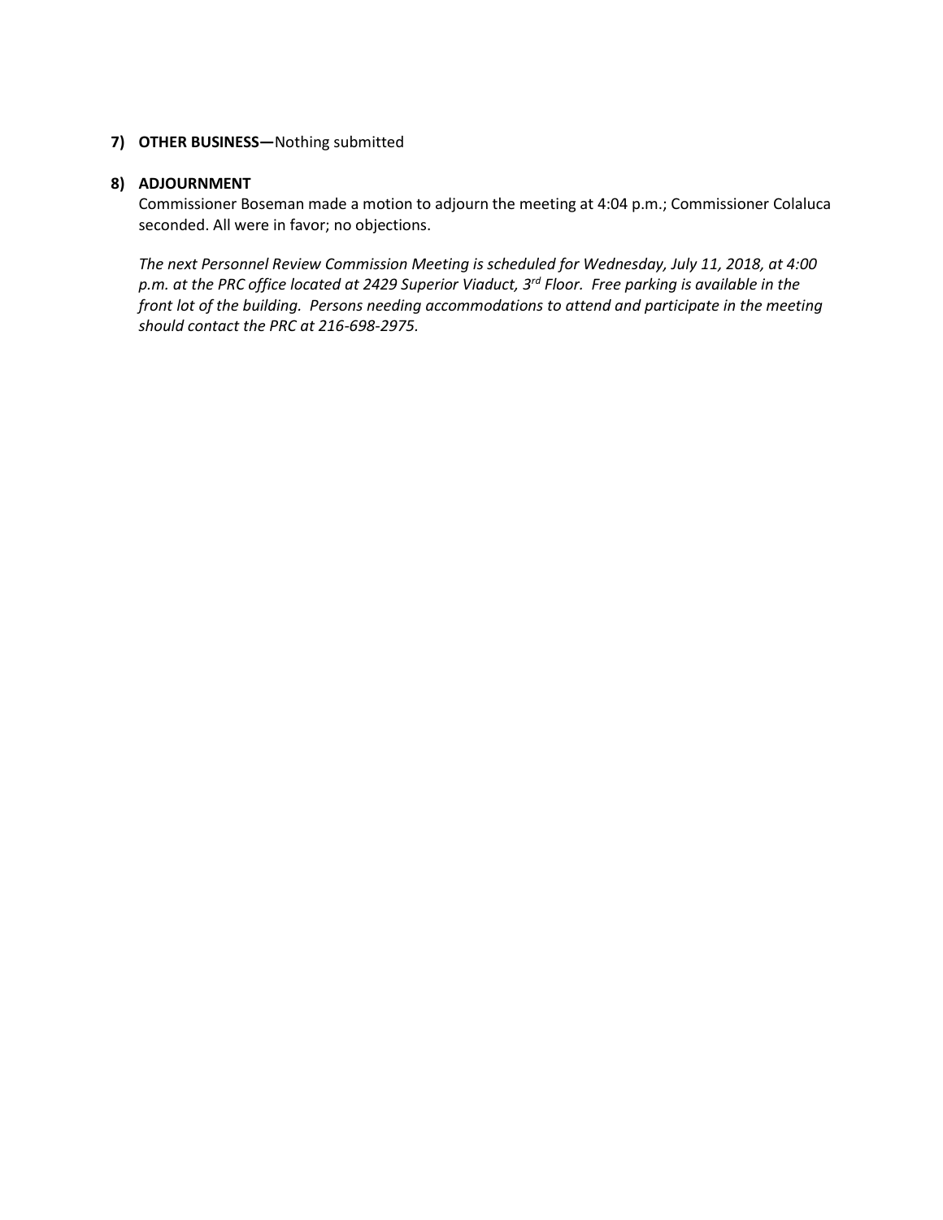**7) OTHER BUSINESS—**Nothing submitted

**8) ADJOURNMENT**

Commissioner Boseman made a motion to adjourn the meeting at 4:04 p.m.; Commissioner Colaluca seconded. All were in favor; no objections.

*The next Personnel Review Commission Meeting is scheduled for Wednesday, July 11, 2018, at 4:00 p.m. at the PRC office located at 2429 Superior Viaduct, 3rd Floor. Free parking is available in the front lot of the building. Persons needing accommodations to attend and participate in the meeting should contact the PRC at 216-698-2975.*